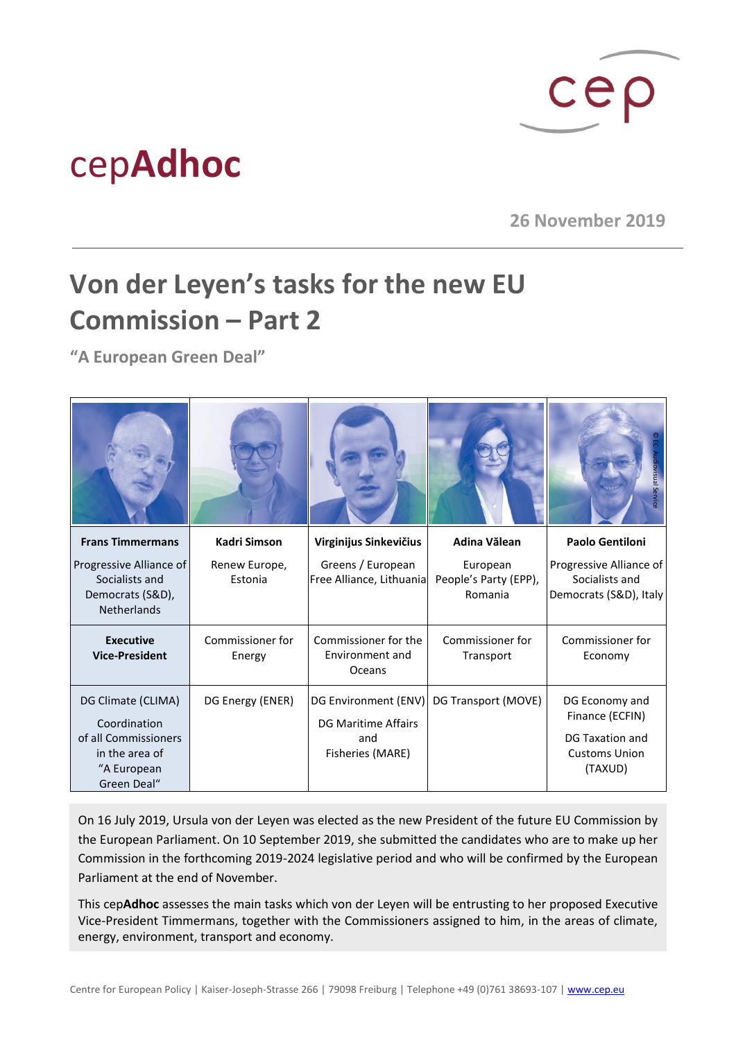cep

# cepAdhoc

26 November 2019

## Von der Leyen's tasks for the new EU Commission – Part 2

**"A European Green Deal"**

| Frans Timmermans | Kadri Simson | Virginijus Sinkevičius | Adina Vălean | Paolo Gentiloni |
|---|---|---|---|---|
| Progressive Alliance of Socialists and Democrats (S&D), Netherlands | Renew Europe, Estonia | Greens / European Free Alliance, Lithuania | European People's Party (EPP), Romania | Progressive Alliance of Socialists and Democrats (S&D), Italy |
| **Executive Vice-President** | Commissioner for Energy | Commissioner for the Environment and Oceans | Commissioner for Transport | Commissioner for Economy |
| DG Climate (CLIMA)<br>Coordination of all Commissioners in the area of "A European Green Deal" | DG Energy (ENER) | DG Environment (ENV)<br>DG Maritime Affairs and Fisheries (MARE) | DG Transport (MOVE) | DG Economy and Finance (ECFIN)<br>DG Taxation and Customs Union (TAXUD) |

© EC Audiovisual Service

On 16 July 2019, Ursula von der Leyen was elected as the new President of the future EU Commission by the European Parliament. On 10 September 2019, she submitted the candidates who are to make up her Commission in the forthcoming 2019-2024 legislative period and who will be confirmed by the European Parliament at the end of November.

This cep**Adhoc** assesses the main tasks which von der Leyen will be entrusting to her proposed Executive Vice-President Timmermans, together with the Commissioners assigned to him, in the areas of climate, energy, environment, transport and economy.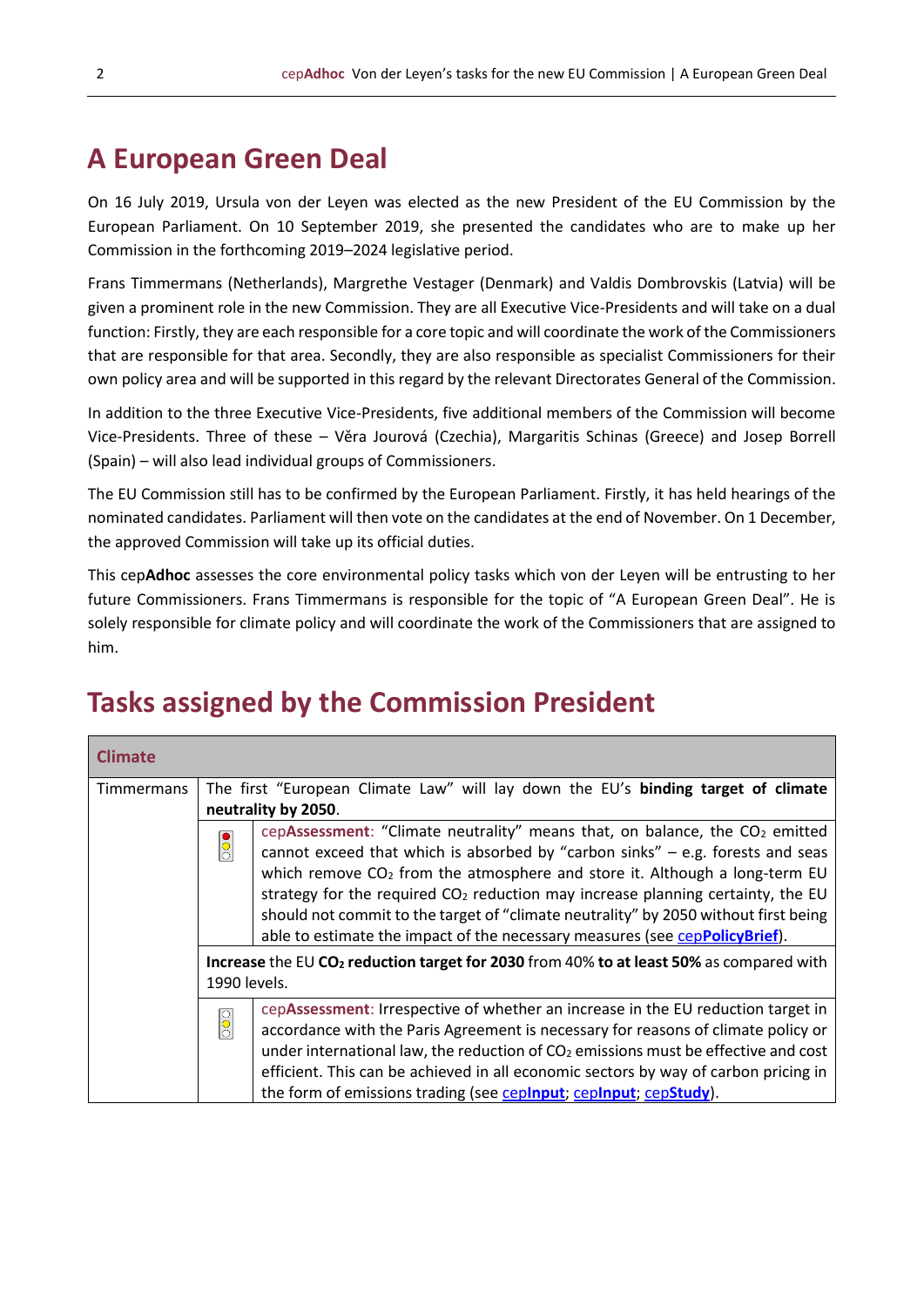# A European Green Deal

On 16 July 2019, Ursula von der Leyen was elected as the new President of the EU Commission by the European Parliament. On 10 September 2019, she presented the candidates who are to make up her Commission in the forthcoming 2019–2024 legislative period.

Frans Timmermans (Netherlands), Margrethe Vestager (Denmark) and Valdis Dombrovskis (Latvia) will be given a prominent role in the new Commission. They are all Executive Vice-Presidents and will take on a dual function: Firstly, they are each responsible for a core topic and will coordinate the work of the Commissioners that are responsible for that area. Secondly, they are also responsible as specialist Commissioners for their own policy area and will be supported in this regard by the relevant Directorates General of the Commission.

In addition to the three Executive Vice-Presidents, five additional members of the Commission will become Vice-Presidents. Three of these – Věra Jourová (Czechia), Margaritis Schinas (Greece) and Josep Borrell (Spain) – will also lead individual groups of Commissioners.

The EU Commission still has to be confirmed by the European Parliament. Firstly, it has held hearings of the nominated candidates. Parliament will then vote on the candidates at the end of November. On 1 December, the approved Commission will take up its official duties.

This cep**Adhoc** assesses the core environmental policy tasks which von der Leyen will be entrusting to her future Commissioners. Frans Timmermans is responsible for the topic of "A European Green Deal". He is solely responsible for climate policy and will coordinate the work of the Commissioners that are assigned to him.

# Tasks assigned by the Commission President

| **Climate** | | |
|---|---|---|
| Timmermans | The first "European Climate Law" will lay down the EU's **binding target of climate neutrality by 2050**. | |
| | [traffic light: red/yellow] | cep**Assessment**: "Climate neutrality" means that, on balance, the $CO_2$ emitted cannot exceed that which is absorbed by "carbon sinks" – e.g. forests and seas which remove $CO_2$ from the atmosphere and store it. Although a long-term EU strategy for the required $CO_2$ reduction may increase planning certainty, the EU should not commit to the target of "climate neutrality" by 2050 without first being able to estimate the impact of the necessary measures (see cep**PolicyBrief**). |
| | **Increase** the EU **$CO_2$ reduction target for 2030** from 40% **to at least 50%** as compared with 1990 levels. | |
| | [traffic light: yellow] | cep**Assessment**: Irrespective of whether an increase in the EU reduction target in accordance with the Paris Agreement is necessary for reasons of climate policy or under international law, the reduction of $CO_2$ emissions must be effective and cost efficient. This can be achieved in all economic sectors by way of carbon pricing in the form of emissions trading (see cep**Input**; cep**Input**; cep**Study**). |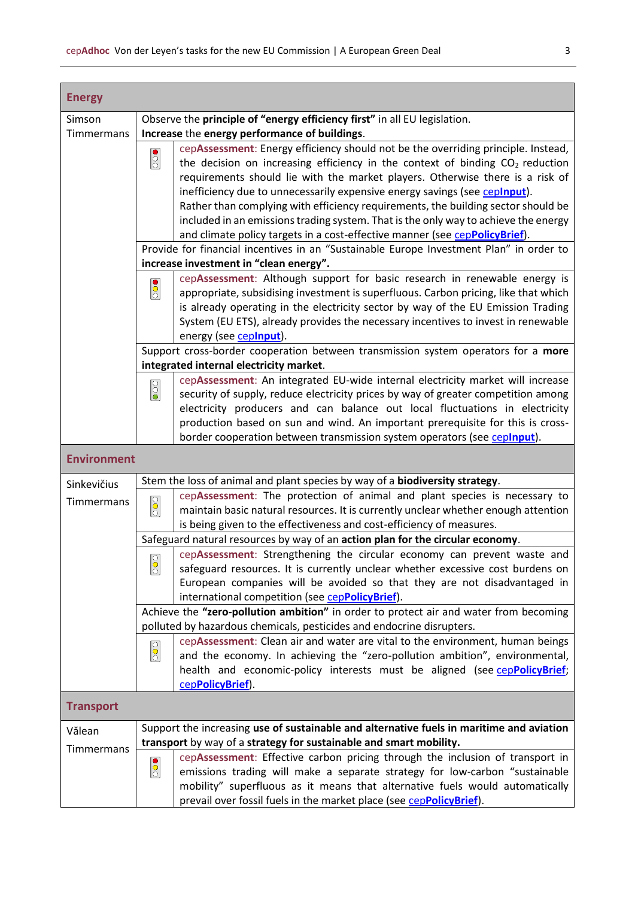| Energy | | |
|---|---|---|
| Simson<br>Timmermans | Observe the **principle of "energy efficiency first"** in all EU legislation.<br>**Increase** the **energy performance of buildings**. | |
| | [red] | cep**Assessment**: Energy efficiency should not be the overriding principle. Instead, the decision on increasing efficiency in the context of binding $CO_2$ reduction requirements should lie with the market players. Otherwise there is a risk of inefficiency due to unnecessarily expensive energy savings (see cep**Input**).<br>Rather than complying with efficiency requirements, the building sector should be included in an emissions trading system. That is the only way to achieve the energy and climate policy targets in a cost-effective manner (see cep**PolicyBrief**). |
| | Provide for financial incentives in an "Sustainable Europe Investment Plan" in order to **increase investment in "clean energy".** | |
| | [red/yellow] | cep**Assessment**: Although support for basic research in renewable energy is appropriate, subsidising investment is superfluous. Carbon pricing, like that which is already operating in the electricity sector by way of the EU Emission Trading System (EU ETS), already provides the necessary incentives to invest in renewable energy (see cep**Input**). |
| | Support cross-border cooperation between transmission system operators for a **more integrated internal electricity market**. | |
| | [green] | cep**Assessment**: An integrated EU-wide internal electricity market will increase security of supply, reduce electricity prices by way of greater competition among electricity producers and can balance out local fluctuations in electricity production based on sun and wind. An important prerequisite for this is cross-border cooperation between transmission system operators (see cep**Input**). |
| **Environment** | | |
| Sinkevičius<br>Timmermans | Stem the loss of animal and plant species by way of a **biodiversity strategy**. | |
| | [yellow] | cep**Assessment**: The protection of animal and plant species is necessary to maintain basic natural resources. It is currently unclear whether enough attention is being given to the effectiveness and cost-efficiency of measures. |
| | Safeguard natural resources by way of an **action plan for the circular economy**. | |
| | [yellow] | cep**Assessment**: Strengthening the circular economy can prevent waste and safeguard resources. It is currently unclear whether excessive cost burdens on European companies will be avoided so that they are not disadvantaged in international competition (see cep**PolicyBrief**). |
| | Achieve the **"zero-pollution ambition"** in order to protect air and water from becoming polluted by hazardous chemicals, pesticides and endocrine disrupters. | |
| | [yellow] | cep**Assessment**: Clean air and water are vital to the environment, human beings and the economy. In achieving the "zero-pollution ambition", environmental, health and economic-policy interests must be aligned (see cep**PolicyBrief**; cep**PolicyBrief**). |
| **Transport** | | |
| Vălean<br>Timmermans | Support the increasing **use of sustainable and alternative fuels in maritime and aviation transport** by way of a **strategy for sustainable and smart mobility.** | |
| | [red/yellow] | cep**Assessment**: Effective carbon pricing through the inclusion of transport in emissions trading will make a separate strategy for low-carbon "sustainable mobility" superfluous as it means that alternative fuels would automatically prevail over fossil fuels in the market place (see cep**PolicyBrief**). |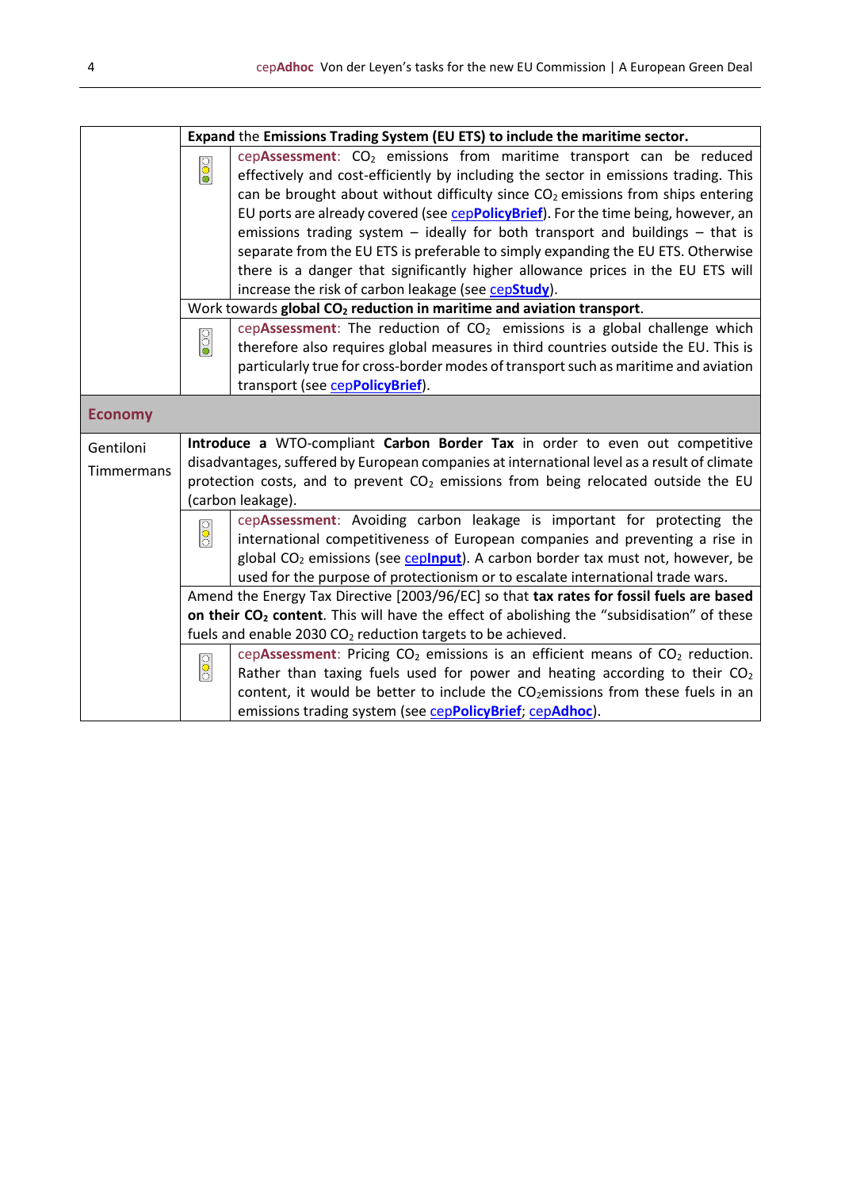| | | |
|---|---|---|
| | **Expand** the **Emissions Trading System (EU ETS) to include the maritime sector.** | |
| | | cep**Assessment**: $CO_2$ emissions from maritime transport can be reduced effectively and cost-efficiently by including the sector in emissions trading. This can be brought about without difficulty since $CO_2$ emissions from ships entering EU ports are already covered (see cep**PolicyBrief**). For the time being, however, an emissions trading system – ideally for both transport and buildings – that is separate from the EU ETS is preferable to simply expanding the EU ETS. Otherwise there is a danger that significantly higher allowance prices in the EU ETS will increase the risk of carbon leakage (see cep**Study**). |
| | Work towards **global $CO_2$ reduction in maritime and aviation transport**. | |
| | | cep**Assessment**: The reduction of $CO_2$ emissions is a global challenge which therefore also requires global measures in third countries outside the EU. This is particularly true for cross-border modes of transport such as maritime and aviation transport (see cep**PolicyBrief**). |
| **Economy** | | |
| Gentiloni Timmermans | **Introduce a** WTO-compliant **Carbon Border Tax** in order to even out competitive disadvantages, suffered by European companies at international level as a result of climate protection costs, and to prevent $CO_2$ emissions from being relocated outside the EU (carbon leakage). | |
| | | cep**Assessment**: Avoiding carbon leakage is important for protecting the international competitiveness of European companies and preventing a rise in global $CO_2$ emissions (see cep**Input**). A carbon border tax must not, however, be used for the purpose of protectionism or to escalate international trade wars. |
| | Amend the Energy Tax Directive [2003/96/EC] so that **tax rates for fossil fuels are based on their $CO_2$ content**. This will have the effect of abolishing the "subsidisation" of these fuels and enable 2030 $CO_2$ reduction targets to be achieved. | |
| | | cep**Assessment**: Pricing $CO_2$ emissions is an efficient means of $CO_2$ reduction. Rather than taxing fuels used for power and heating according to their $CO_2$ content, it would be better to include the $CO_2$emissions from these fuels in an emissions trading system (see cep**PolicyBrief**; cep**Adhoc**). |